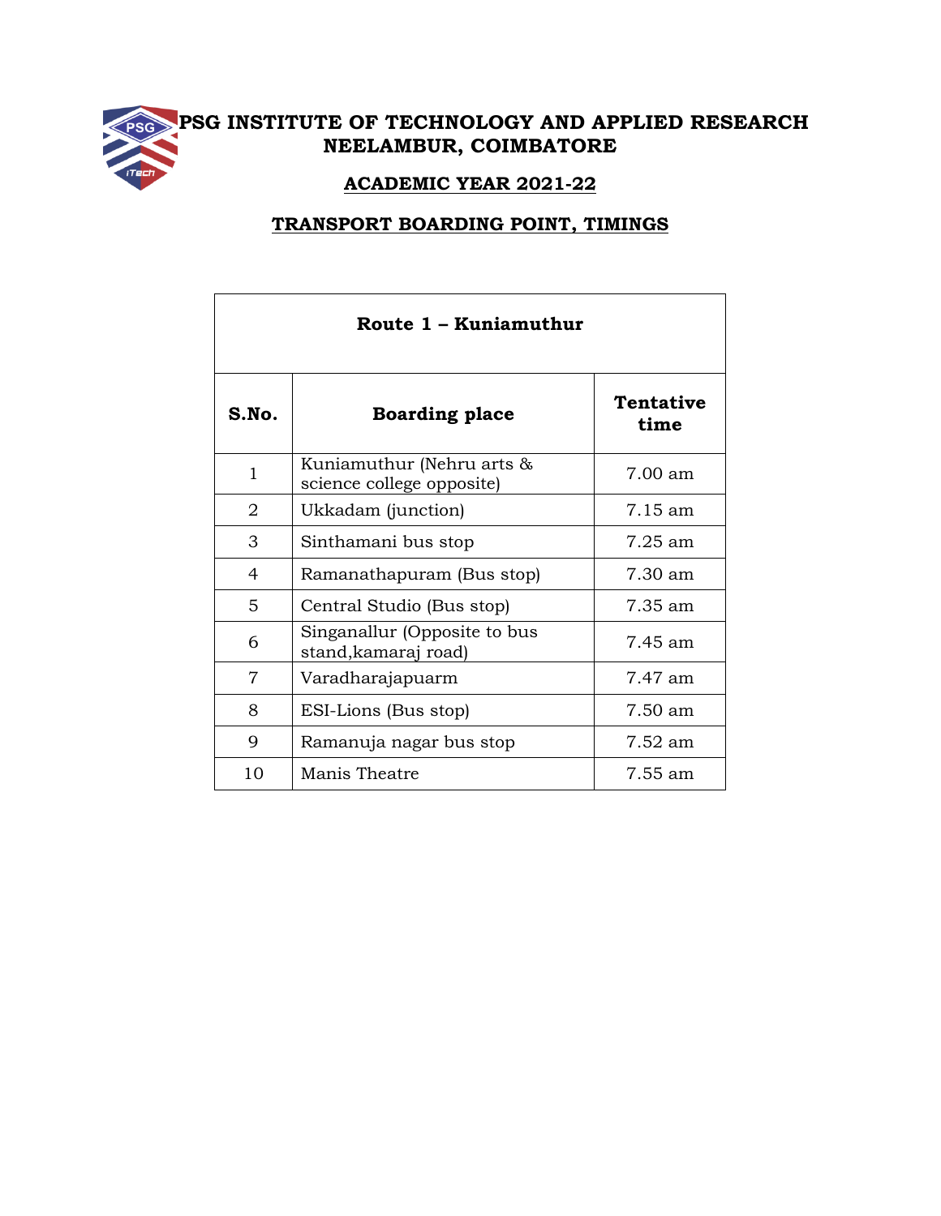# PSG INSTITUTE OF TECHNOLOGY AND APPLIED RESEARCH
# NEELAMBUR, COIMBATORE

## ACADEMIC YEAR 2021-22

## TRANSPORT BOARDING POINT, TIMINGS

| **Route 1 – Kuniamuthur** | | |
|---|---|---|
| **S.No.** | **Boarding place** | **Tentative time** |
| 1 | Kuniamuthur (Nehru arts & science college opposite) | 7.00 am |
| 2 | Ukkadam (junction) | 7.15 am |
| 3 | Sinthamani bus stop | 7.25 am |
| 4 | Ramanathapuram (Bus stop) | 7.30 am |
| 5 | Central Studio (Bus stop) | 7.35 am |
| 6 | Singanallur (Opposite to bus stand,kamaraj road) | 7.45 am |
| 7 | Varadharajapuarm | 7.47 am |
| 8 | ESI-Lions (Bus stop) | 7.50 am |
| 9 | Ramanuja nagar bus stop | 7.52 am |
| 10 | Manis Theatre | 7.55 am |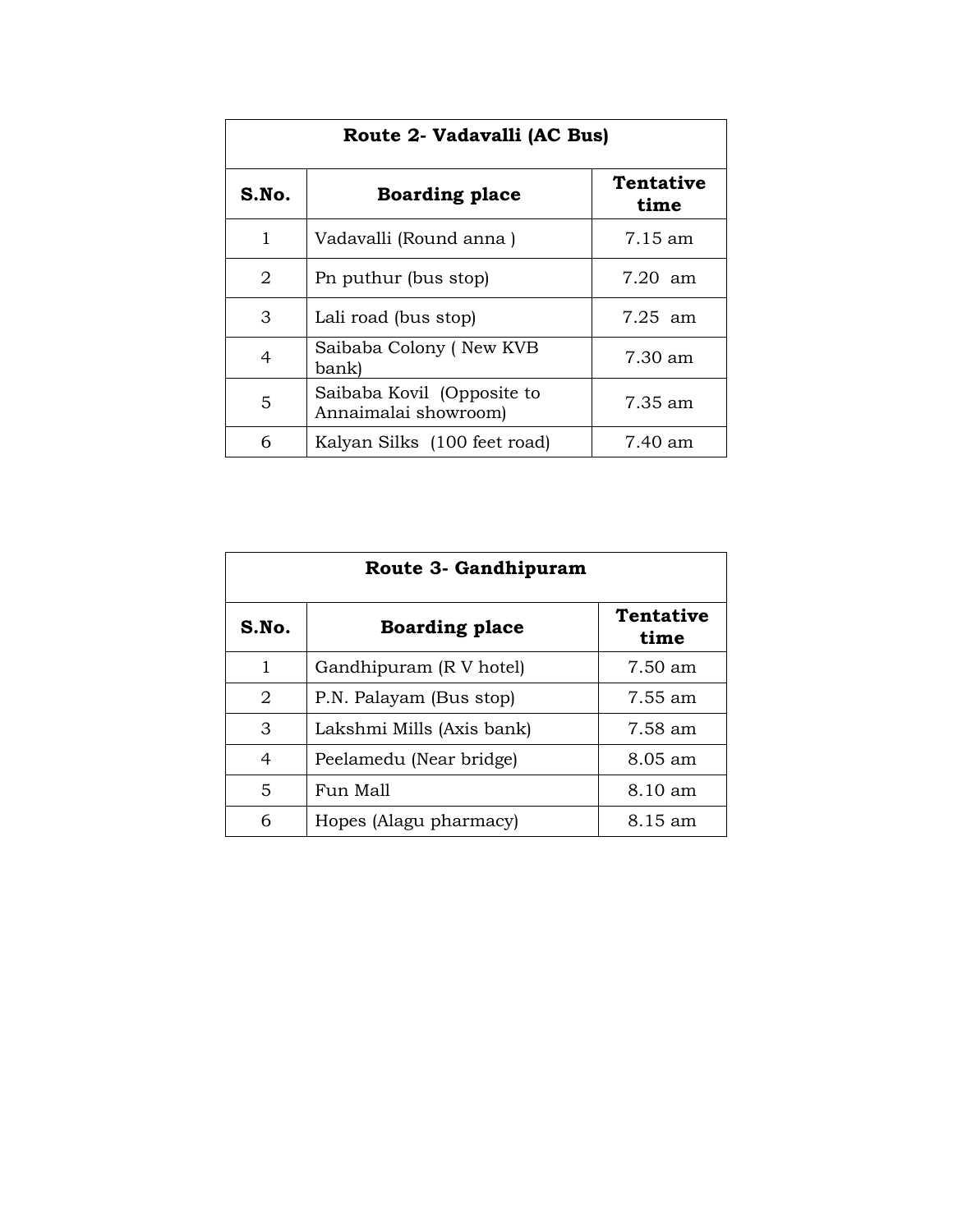| Route 2- Vadavalli (AC Bus) | | |
|---|---|---|
| **S.No.** | **Boarding place** | **Tentative time** |
| 1 | Vadavalli (Round anna ) | 7.15 am |
| 2 | Pn puthur (bus stop) | 7.20 am |
| 3 | Lali road (bus stop) | 7.25 am |
| 4 | Saibaba Colony ( New KVB bank) | 7.30 am |
| 5 | Saibaba Kovil (Opposite to Annaimalai showroom) | 7.35 am |
| 6 | Kalyan Silks (100 feet road) | 7.40 am |

| Route 3- Gandhipuram | | |
|---|---|---|
| **S.No.** | **Boarding place** | **Tentative time** |
| 1 | Gandhipuram (R V hotel) | 7.50 am |
| 2 | P.N. Palayam (Bus stop) | 7.55 am |
| 3 | Lakshmi Mills (Axis bank) | 7.58 am |
| 4 | Peelamedu (Near bridge) | 8.05 am |
| 5 | Fun Mall | 8.10 am |
| 6 | Hopes (Alagu pharmacy) | 8.15 am |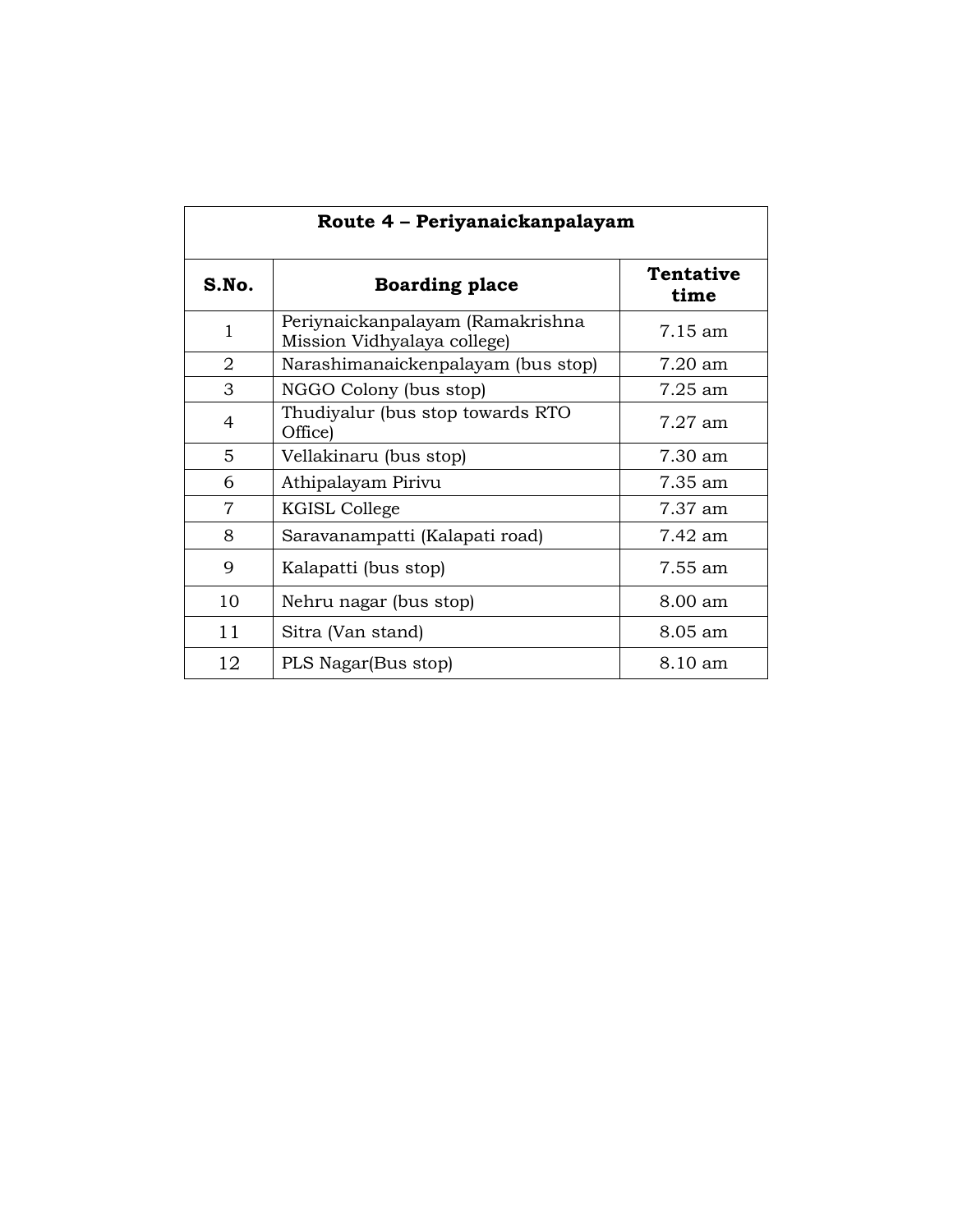| Route 4 – Periyanaickanpalayam | | |
|---|---|---|
| **S.No.** | **Boarding place** | **Tentative time** |
| 1 | Periynaickanpalayam (Ramakrishna Mission Vidhyalaya college) | 7.15 am |
| 2 | Narashimanaickenpalayam (bus stop) | 7.20 am |
| 3 | NGGO Colony (bus stop) | 7.25 am |
| 4 | Thudiyalur (bus stop towards RTO Office) | 7.27 am |
| 5 | Vellakinaru (bus stop) | 7.30 am |
| 6 | Athipalayam Pirivu | 7.35 am |
| 7 | KGISL College | 7.37 am |
| 8 | Saravanampatti (Kalapati road) | 7.42 am |
| 9 | Kalapatti (bus stop) | 7.55 am |
| 10 | Nehru nagar (bus stop) | 8.00 am |
| 11 | Sitra (Van stand) | 8.05 am |
| 12 | PLS Nagar(Bus stop) | 8.10 am |